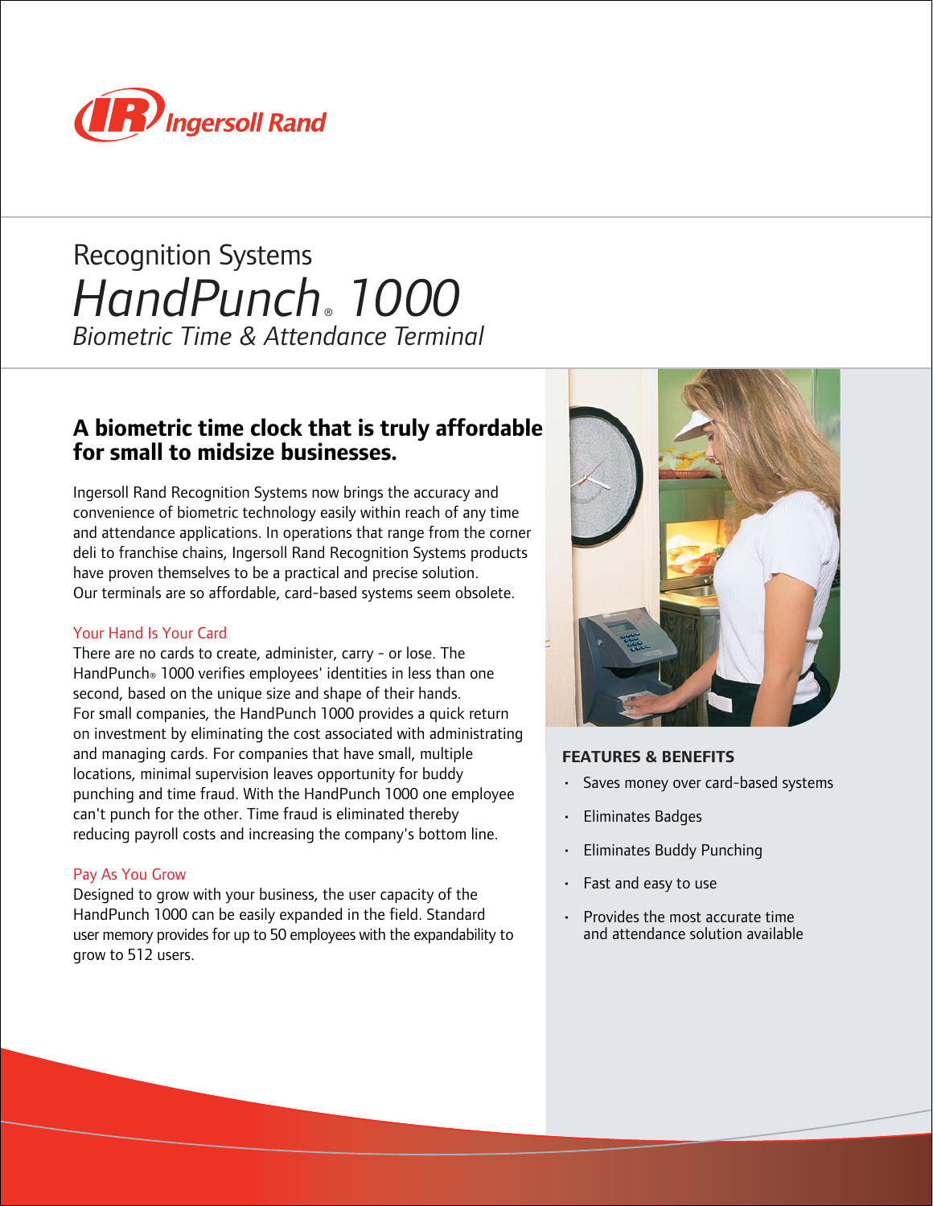Ingersoll Rand

Recognition Systems

# *HandPunch® 1000*

*Biometric Time & Attendance Terminal*

## A biometric time clock that is truly affordable for small to midsize businesses.

Ingersoll Rand Recognition Systems now brings the accuracy and convenience of biometric technology easily within reach of any time and attendance applications. In operations that range from the corner deli to franchise chains, Ingersoll Rand Recognition Systems products have proven themselves to be a practical and precise solution. Our terminals are so affordable, card-based systems seem obsolete.

### Your Hand Is Your Card

There are no cards to create, administer, carry - or lose. The HandPunch® 1000 verifies employees' identities in less than one second, based on the unique size and shape of their hands. For small companies, the HandPunch 1000 provides a quick return on investment by eliminating the cost associated with administrating and managing cards. For companies that have small, multiple locations, minimal supervision leaves opportunity for buddy punching and time fraud. With the HandPunch 1000 one employee can't punch for the other. Time fraud is eliminated thereby reducing payroll costs and increasing the company's bottom line.

### Pay As You Grow

Designed to grow with your business, the user capacity of the HandPunch 1000 can be easily expanded in the field. Standard user memory provides for up to 50 employees with the expandability to grow to 512 users.

### FEATURES & BENEFITS

- Saves money over card-based systems
- Eliminates Badges
- Eliminates Buddy Punching
- Fast and easy to use
- Provides the most accurate time and attendance solution available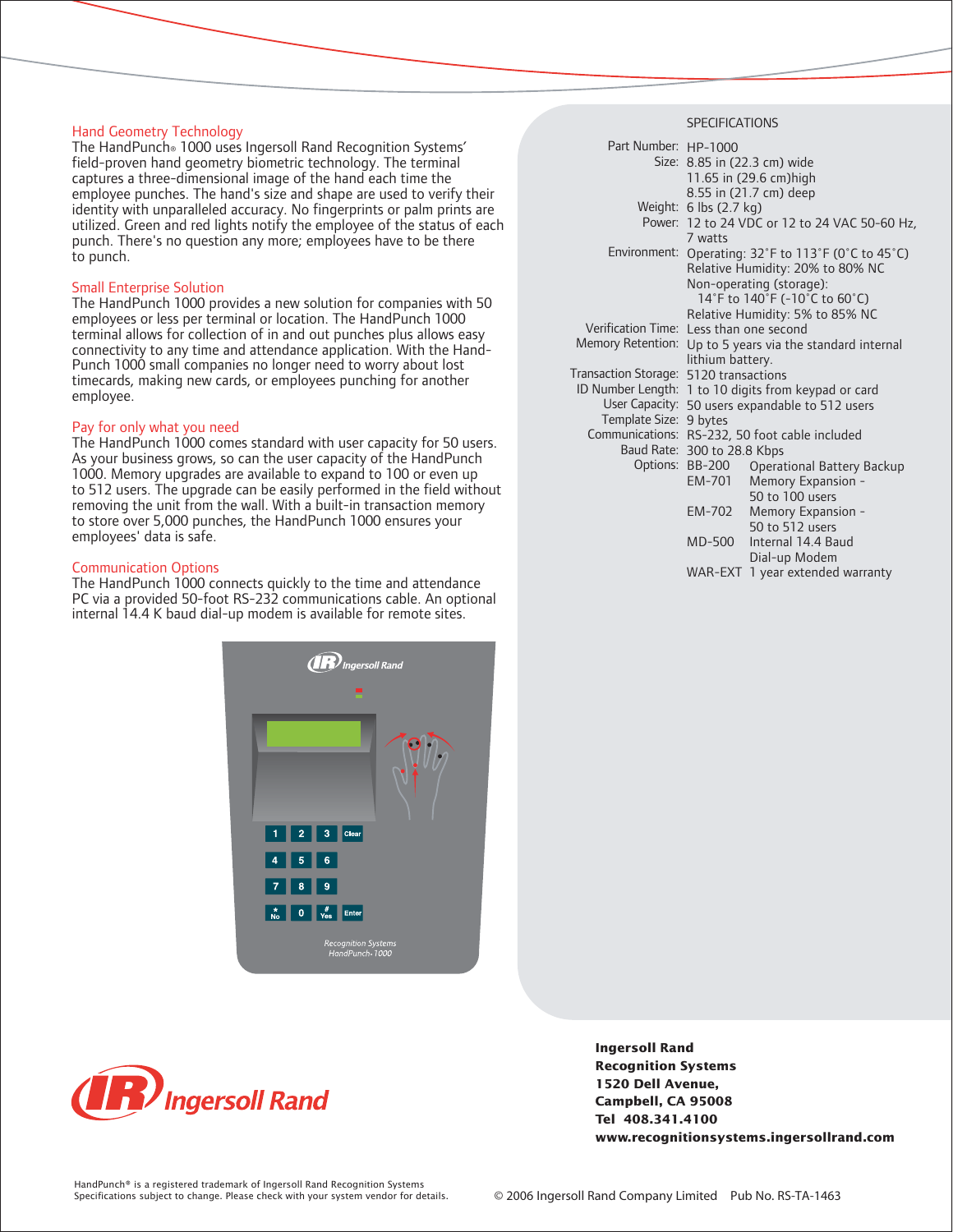## Hand Geometry Technology

The HandPunch® 1000 uses Ingersoll Rand Recognition Systems' field-proven hand geometry biometric technology. The terminal captures a three-dimensional image of the hand each time the employee punches. The hand's size and shape are used to verify their identity with unparalleled accuracy. No fingerprints or palm prints are utilized. Green and red lights notify the employee of the status of each punch. There's no question any more; employees have to be there to punch.

## Small Enterprise Solution

The HandPunch 1000 provides a new solution for companies with 50 employees or less per terminal or location. The HandPunch 1000 terminal allows for collection of in and out punches plus allows easy connectivity to any time and attendance application. With the HandPunch 1000 small companies no longer need to worry about lost timecards, making new cards, or employees punching for another employee.

## Pay for only what you need

The HandPunch 1000 comes standard with user capacity for 50 users. As your business grows, so can the user capacity of the HandPunch 1000. Memory upgrades are available to expand to 100 or even up to 512 users. The upgrade can be easily performed in the field without removing the unit from the wall. With a built-in transaction memory to store over 5,000 punches, the HandPunch 1000 ensures your employees' data is safe.

## Communication Options

The HandPunch 1000 connects quickly to the time and attendance PC via a provided 50-foot RS-232 communications cable. An optional internal 14.4 K baud dial-up modem is available for remote sites.

## SPECIFICATIONS

| | |
|---|---|
| Part Number: | HP-1000 |
| Size: | 8.85 in (22.3 cm) wide<br>11.65 in (29.6 cm)high<br>8.55 in (21.7 cm) deep |
| Weight: | 6 lbs (2.7 kg) |
| Power: | 12 to 24 VDC or 12 to 24 VAC 50-60 Hz, 7 watts |
| Environment: | Operating: 32˚F to 113˚F (0˚C to 45˚C)<br>Relative Humidity: 20% to 80% NC<br>Non-operating (storage): 14˚F to 140˚F (-10˚C to 60˚C)<br>Relative Humidity: 5% to 85% NC |
| Verification Time: | Less than one second |
| Memory Retention: | Up to 5 years via the standard internal lithium battery. |
| Transaction Storage: | 5120 transactions |
| ID Number Length: | 1 to 10 digits from keypad or card |
| User Capacity: | 50 users expandable to 512 users |
| Template Size: | 9 bytes |
| Communications: | RS-232, 50 foot cable included |
| Baud Rate: | 300 to 28.8 Kbps |
| Options: | BB-200 Operational Battery Backup<br>EM-701 Memory Expansion - 50 to 100 users<br>EM-702 Memory Expansion - 50 to 512 users<br>MD-500 Internal 14.4 Baud Dial-up Modem<br>WAR-EXT 1 year extended warranty |

Ingersoll Rand

**Ingersoll Rand**
**Recognition Systems**
**1520 Dell Avenue,**
**Campbell, CA 95008**
**Tel 408.341.4100**
**www.recognitionsystems.ingersollrand.com**

HandPunch® is a registered trademark of Ingersoll Rand Recognition Systems
Specifications subject to change. Please check with your system vendor for details.

© 2006 Ingersoll Rand Company Limited Pub No. RS-TA-1463